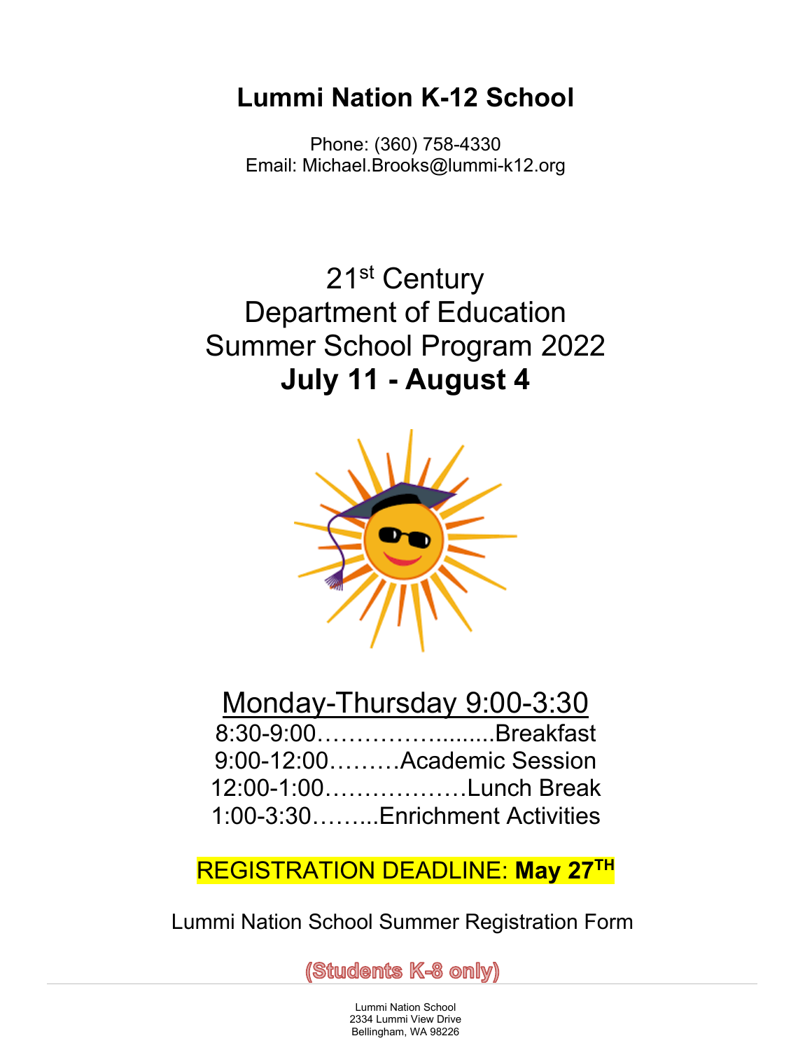# Lummi Nation K-12 School

Phone: (360) 758-4330
Email: Michael.Brooks@lummi-k12.org

## 21st Century
## Department of Education
## Summer School Program 2022
## **July 11 - August 4**

Monday-Thursday 9:00-3:30

8:30-9:00……………….......Breakfast
9:00-12:00………Academic Session
12:00-1:00………………Lunch Break
1:00-3:30……...Enrichment Activities

REGISTRATION DEADLINE: **May 27TH**

Lummi Nation School Summer Registration Form

**(Students K-8 only)**

Lummi Nation School
2334 Lummi View Drive
Bellingham, WA 98226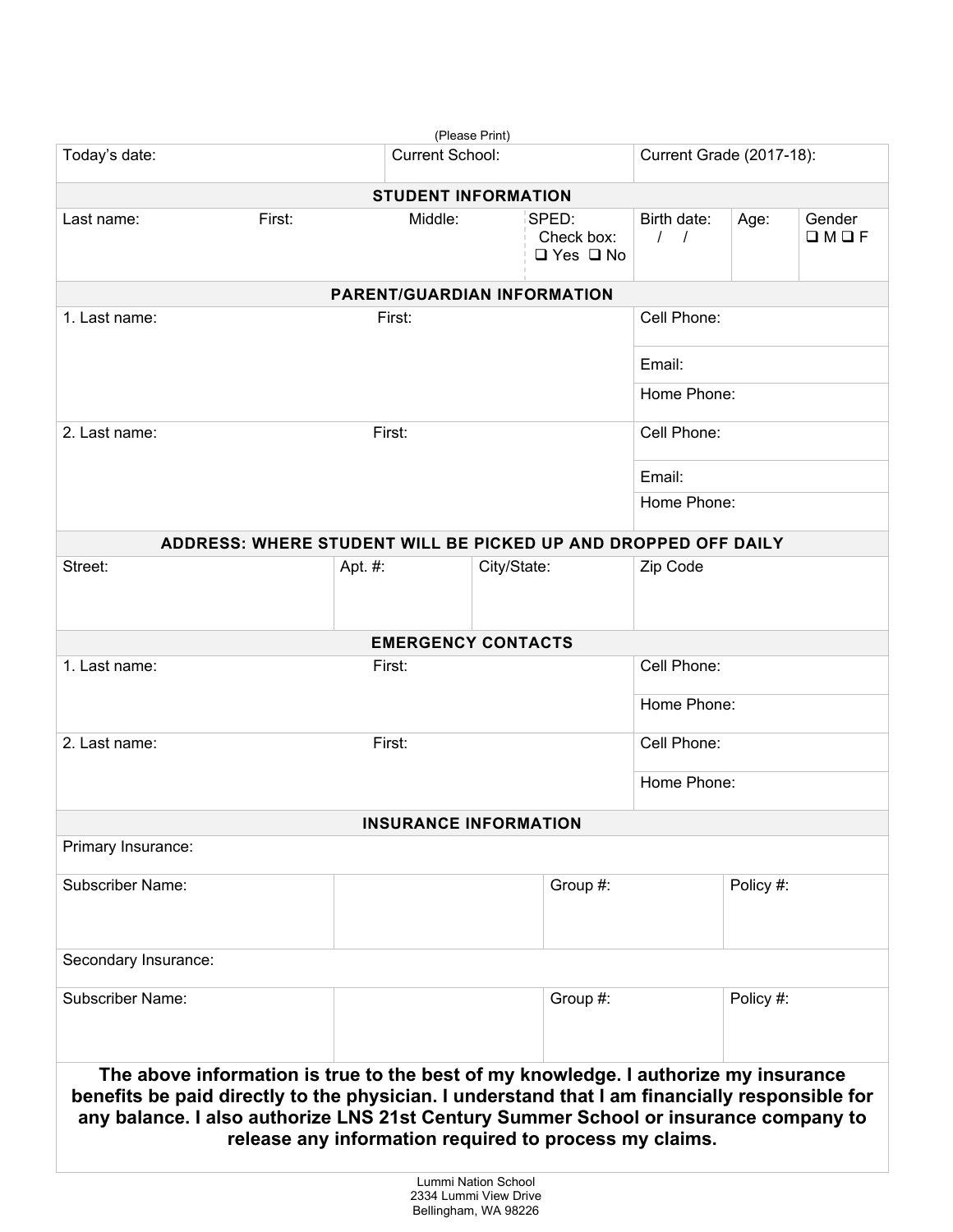(Please Print)

| Today's date: | Current School: | Current Grade (2017-18): |
|---|---|---|
| | | |

**STUDENT INFORMATION**

| Last name: | First: | Middle: | SPED: Check box: ❑ Yes ❑ No | Birth date: / / | Age: | Gender ❑ M ❑ F |
|---|---|---|---|---|---|---|
| | | | | | | |

**PARENT/GUARDIAN INFORMATION**

| Name | | Contact |
|---|---|---|
| 1. Last name: | First: | Cell Phone: |
| | | Email: |
| | | Home Phone: |
| 2. Last name: | First: | Cell Phone: |
| | | Email: |
| | | Home Phone: |

**ADDRESS: WHERE STUDENT WILL BE PICKED UP AND DROPPED OFF DAILY**

| Street: | Apt. #: | City/State: | Zip Code |
|---|---|---|---|
| | | | |

**EMERGENCY CONTACTS**

| Name | | Contact |
|---|---|---|
| 1. Last name: | First: | Cell Phone: |
| | | Home Phone: |
| 2. Last name: | First: | Cell Phone: |
| | | Home Phone: |

**INSURANCE INFORMATION**

| Primary Insurance: | | | |
|---|---|---|---|
| Subscriber Name: | | Group #: | Policy #: |
| Secondary Insurance: | | | |
| Subscriber Name: | | Group #: | Policy #: |

**The above information is true to the best of my knowledge. I authorize my insurance benefits be paid directly to the physician. I understand that I am financially responsible for any balance. I also authorize LNS 21st Century Summer School or insurance company to release any information required to process my claims.**

Lummi Nation School
2334 Lummi View Drive
Bellingham, WA 98226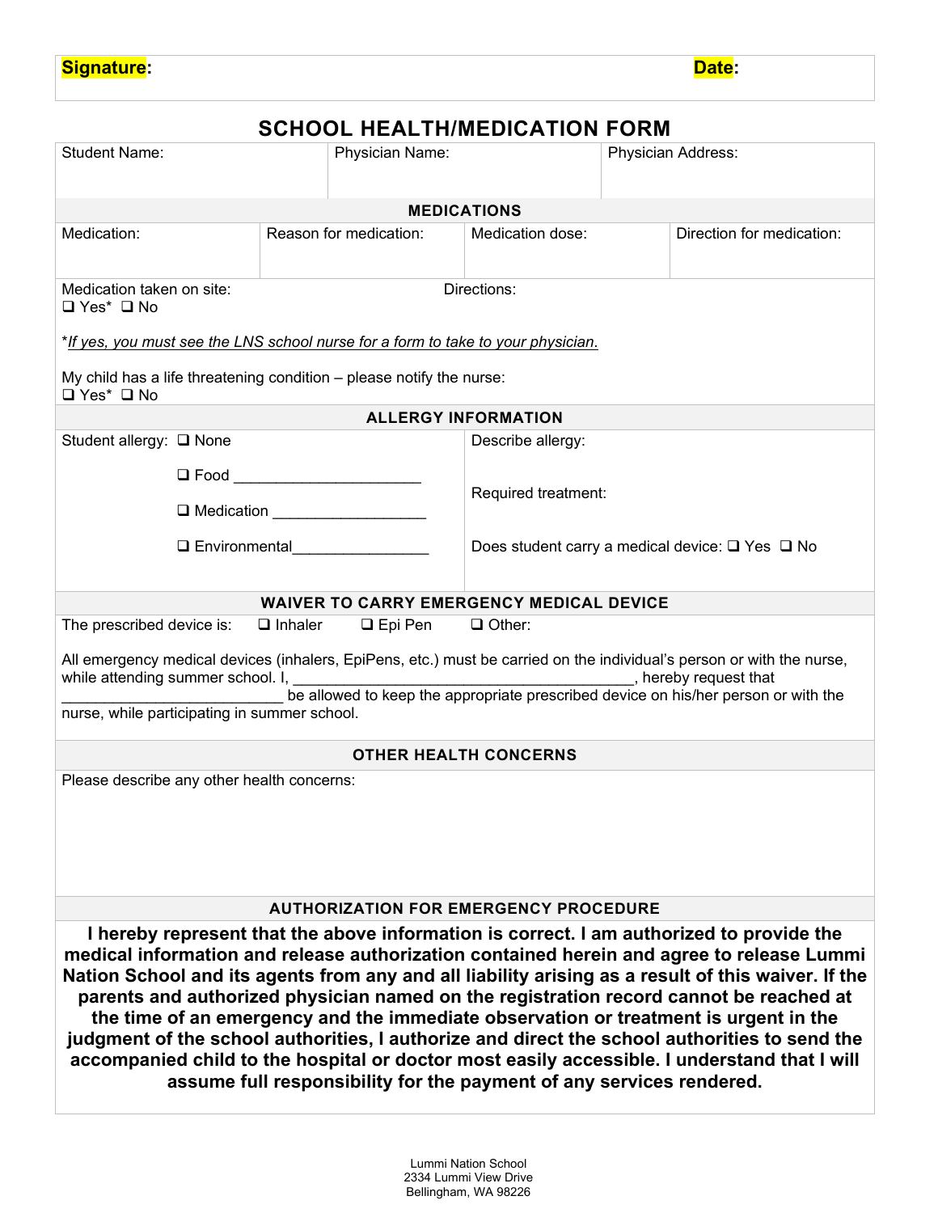| **Signature**: | **Date**: |
|---|---|

# SCHOOL HEALTH/MEDICATION FORM

| Student Name: | Physician Name: | Physician Address: |
|---|---|---|

## MEDICATIONS

| Medication: | Reason for medication: | Medication dose: | Direction for medication: |
|---|---|---|---|

Medication taken on site:
❑ Yes* ❑ No

Directions:

**_If yes, you must see the LNS school nurse for a form to take to your physician_.*

My child has a life threatening condition – please notify the nurse:
❑ Yes* ❑ No

## ALLERGY INFORMATION

Student allergy: ❑ None

❑ Food ______________________

❑ Medication __________________

❑ Environmental_________________

Describe allergy:

Required treatment:

Does student carry a medical device: ❑ Yes ❑ No

## WAIVER TO CARRY EMERGENCY MEDICAL DEVICE

The prescribed device is: ❑ Inhaler ❑ Epi Pen ❑ Other:

All emergency medical devices (inhalers, EpiPens, etc.) must be carried on the individual's person or with the nurse, while attending summer school. I, ________________________________________, hereby request that __________________________ be allowed to keep the appropriate prescribed device on his/her person or with the nurse, while participating in summer school.

## OTHER HEALTH CONCERNS

Please describe any other health concerns:

## AUTHORIZATION FOR EMERGENCY PROCEDURE

**I hereby represent that the above information is correct. I am authorized to provide the medical information and release authorization contained herein and agree to release Lummi Nation School and its agents from any and all liability arising as a result of this waiver. If the parents and authorized physician named on the registration record cannot be reached at the time of an emergency and the immediate observation or treatment is urgent in the judgment of the school authorities, I authorize and direct the school authorities to send the accompanied child to the hospital or doctor most easily accessible. I understand that I will assume full responsibility for the payment of any services rendered.**

Lummi Nation School
2334 Lummi View Drive
Bellingham, WA 98226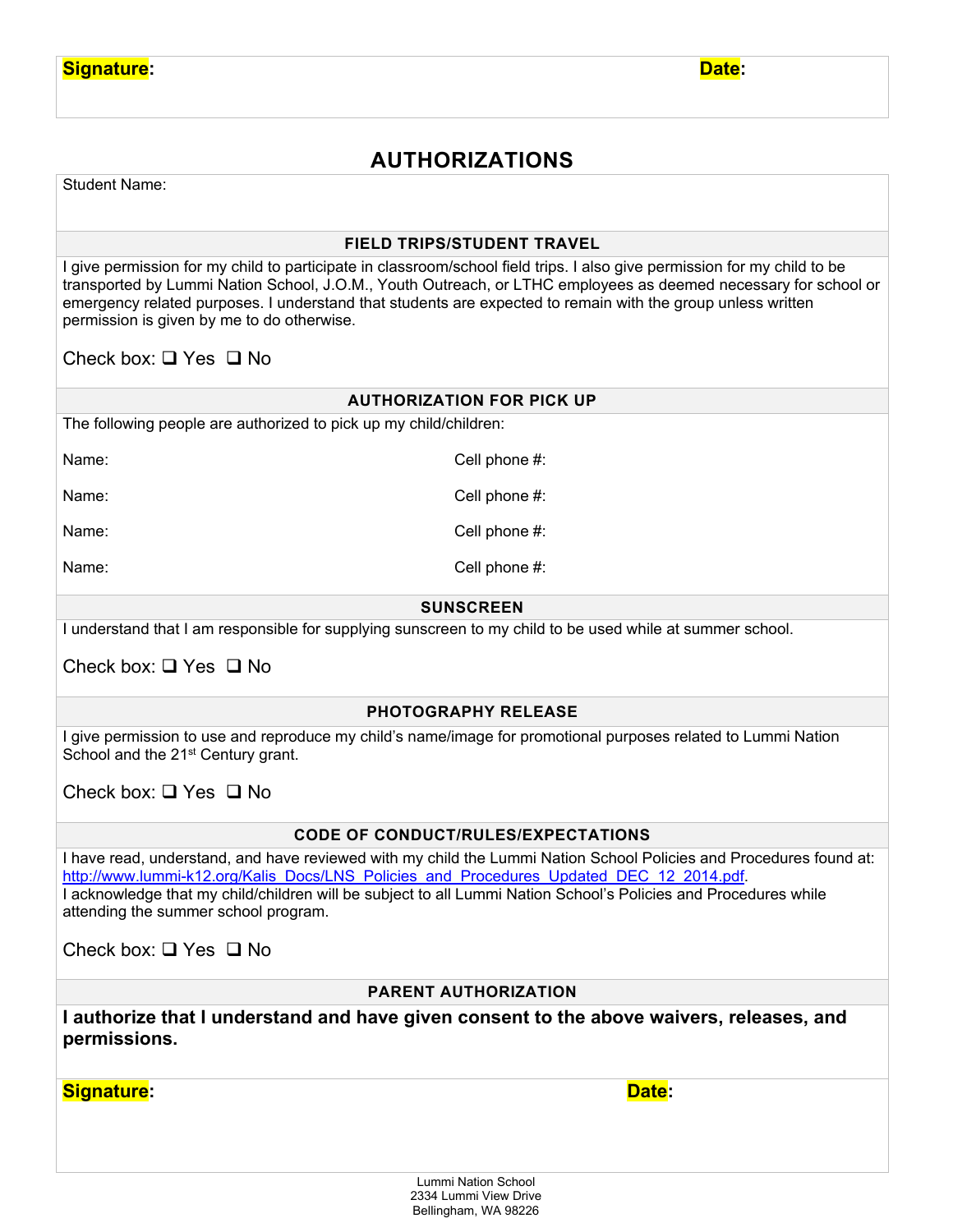**Signature**: **Date**:

## AUTHORIZATIONS

Student Name:

### FIELD TRIPS/STUDENT TRAVEL

I give permission for my child to participate in classroom/school field trips. I also give permission for my child to be transported by Lummi Nation School, J.O.M., Youth Outreach, or LTHC employees as deemed necessary for school or emergency related purposes. I understand that students are expected to remain with the group unless written permission is given by me to do otherwise.

Check box: ❑ Yes ❑ No

### AUTHORIZATION FOR PICK UP

The following people are authorized to pick up my child/children:

| Name: | Cell phone #: |
|---|---|
| Name: | Cell phone #: |
| Name: | Cell phone #: |
| Name: | Cell phone #: |

### SUNSCREEN

I understand that I am responsible for supplying sunscreen to my child to be used while at summer school.

Check box: ❑ Yes ❑ No

### PHOTOGRAPHY RELEASE

I give permission to use and reproduce my child's name/image for promotional purposes related to Lummi Nation School and the 21st Century grant.

Check box: ❑ Yes ❑ No

### CODE OF CONDUCT/RULES/EXPECTATIONS

I have read, understand, and have reviewed with my child the Lummi Nation School Policies and Procedures found at: http://www.lummi-k12.org/Kalis_Docs/LNS_Policies_and_Procedures_Updated_DEC_12_2014.pdf.
I acknowledge that my child/children will be subject to all Lummi Nation School's Policies and Procedures while attending the summer school program.

Check box: ❑ Yes ❑ No

### PARENT AUTHORIZATION

**I authorize that I understand and have given consent to the above waivers, releases, and permissions.**

**Signature**: **Date**:

Lummi Nation School
2334 Lummi View Drive
Bellingham, WA 98226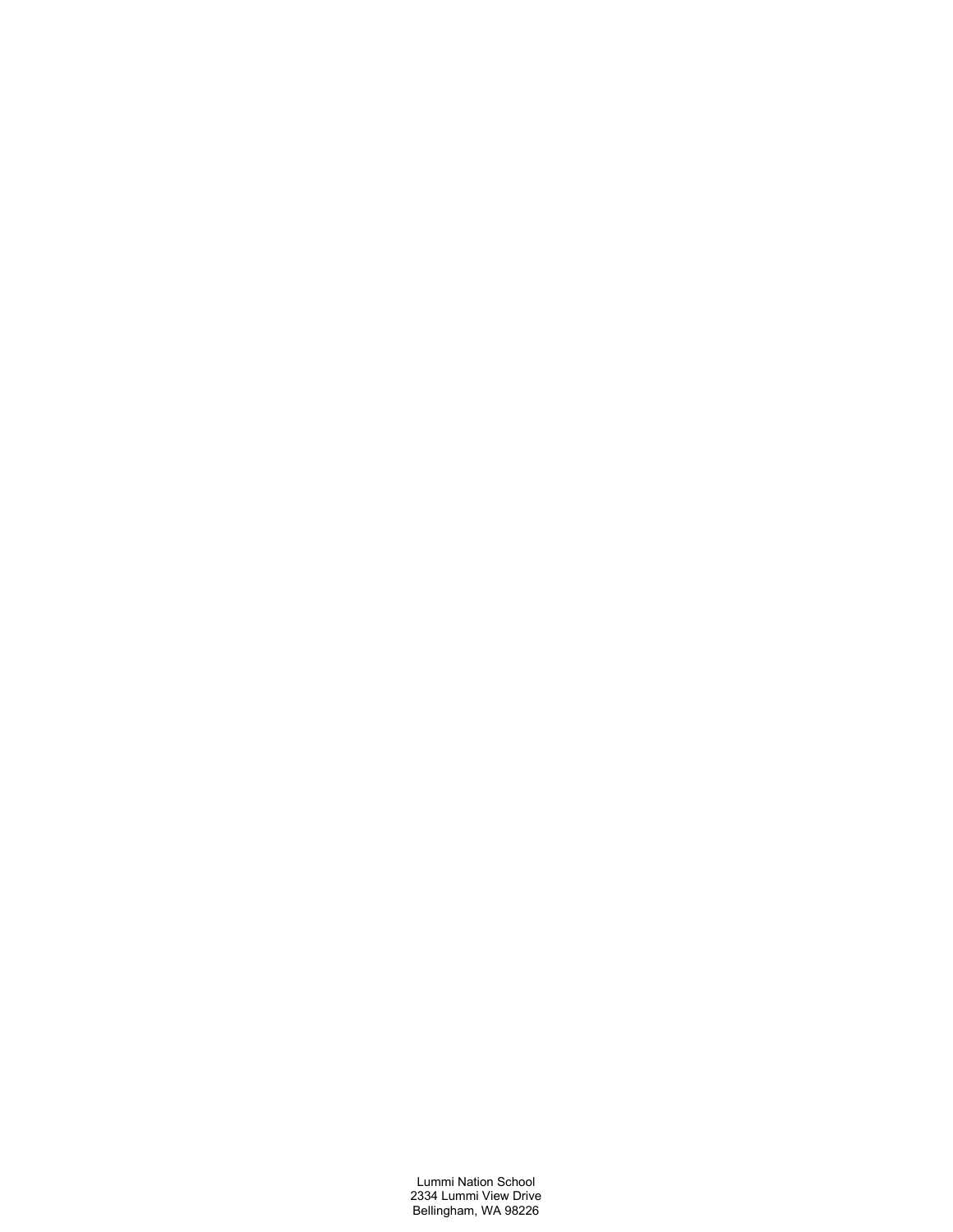Lummi Nation School
2334 Lummi View Drive
Bellingham, WA 98226